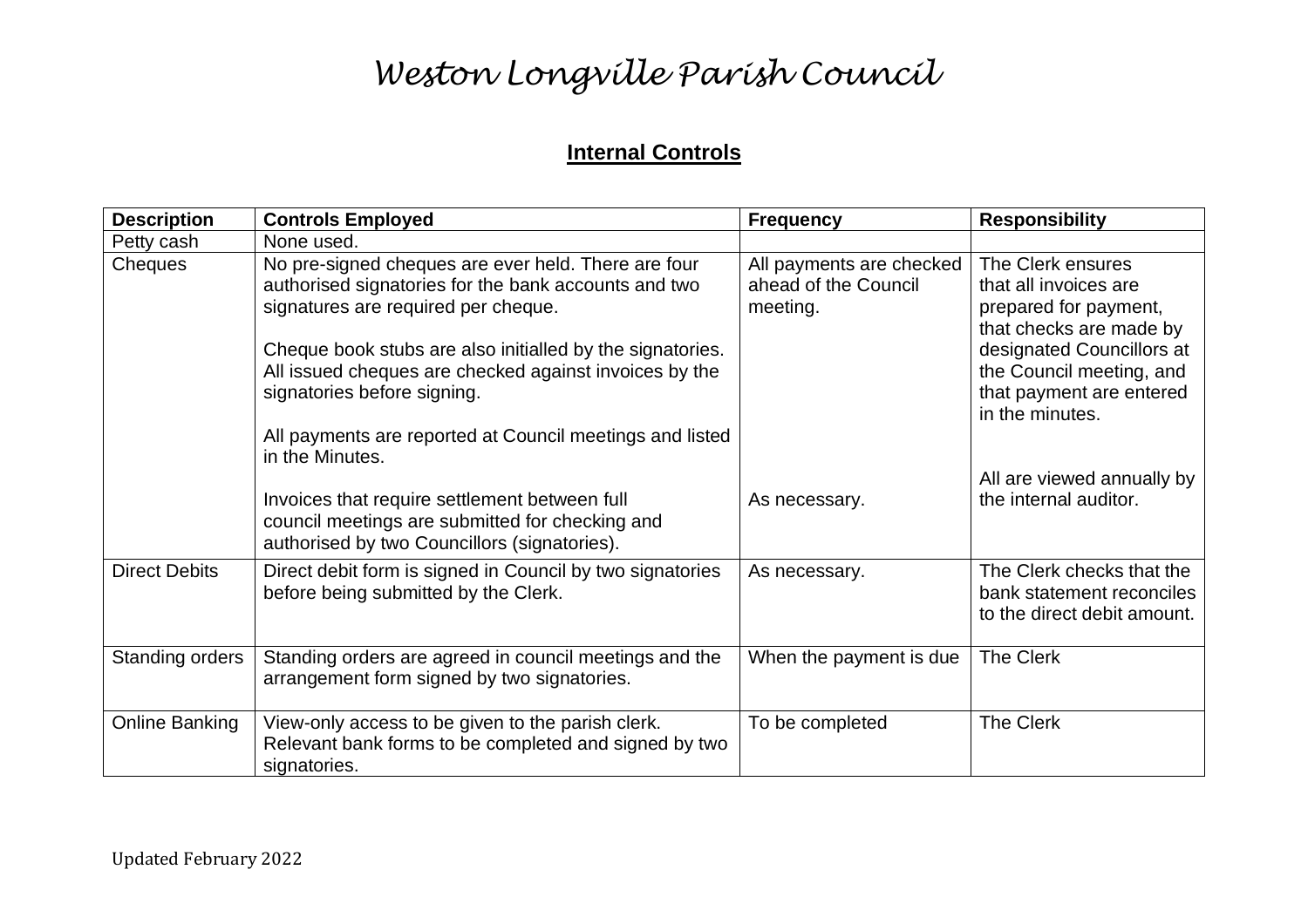# Weston Longville Parish Council

## Internal Controls

| Description | Controls Employed | Frequency | Responsibility |
|---|---|---|---|
| Petty cash | None used. | | |
| Cheques | No pre-signed cheques are ever held. There are four authorised signatories for the bank accounts and two signatures are required per cheque.<br><br>Cheque book stubs are also initialled by the signatories. All issued cheques are checked against invoices by the signatories before signing.<br><br>All payments are reported at Council meetings and listed in the Minutes.<br><br>Invoices that require settlement between full council meetings are submitted for checking and authorised by two Councillors (signatories). | All payments are checked ahead of the Council meeting.<br><br>As necessary. | The Clerk ensures that all invoices are prepared for payment, that checks are made by designated Councillors at the Council meeting, and that payment are entered in the minutes.<br><br>All are viewed annually by the internal auditor. |
| Direct Debits | Direct debit form is signed in Council by two signatories before being submitted by the Clerk. | As necessary. | The Clerk checks that the bank statement reconciles to the direct debit amount. |
| Standing orders | Standing orders are agreed in council meetings and the arrangement form signed by two signatories. | When the payment is due | The Clerk |
| Online Banking | View-only access to be given to the parish clerk. Relevant bank forms to be completed and signed by two signatories. | To be completed | The Clerk |

Updated February 2022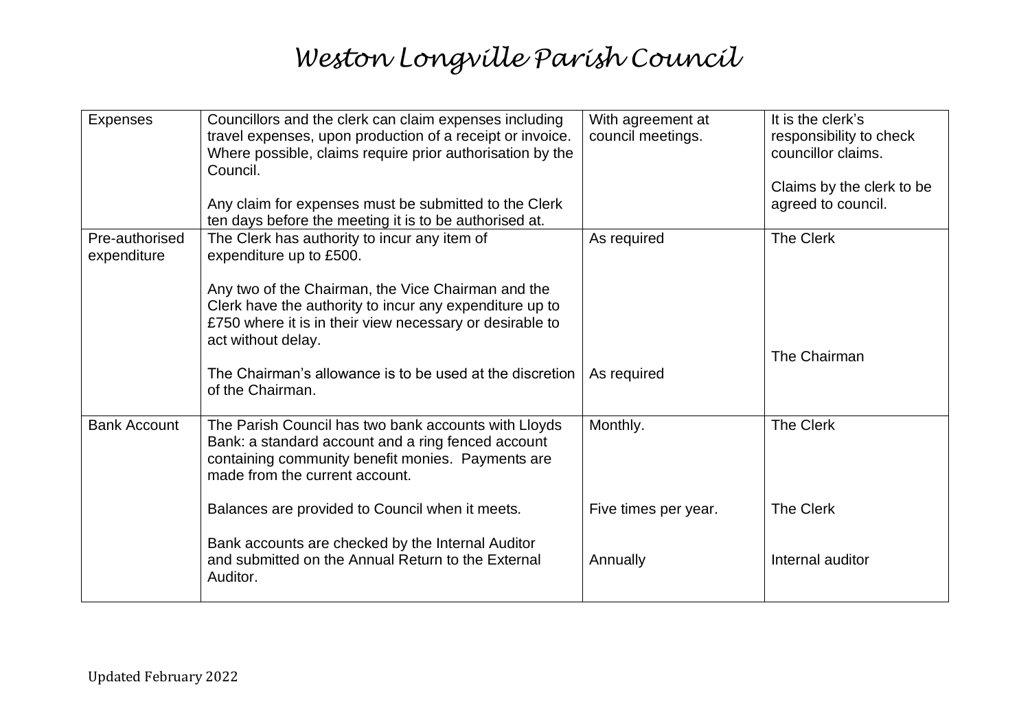# Weston Longville Parish Council

| | | | |
|---|---|---|---|
| Expenses | Councillors and the clerk can claim expenses including travel expenses, upon production of a receipt or invoice. Where possible, claims require prior authorisation by the Council.<br><br>Any claim for expenses must be submitted to the Clerk ten days before the meeting it is to be authorised at. | With agreement at council meetings. | It is the clerk's responsibility to check councillor claims.<br><br>Claims by the clerk to be agreed to council. |
| Pre-authorised expenditure | The Clerk has authority to incur any item of expenditure up to £500.<br><br>Any two of the Chairman, the Vice Chairman and the Clerk have the authority to incur any expenditure up to £750 where it is in their view necessary or desirable to act without delay.<br><br>The Chairman's allowance is to be used at the discretion of the Chairman. | As required<br><br><br><br><br><br>As required | The Clerk<br><br><br><br><br><br>The Chairman |
| Bank Account | The Parish Council has two bank accounts with Lloyds Bank: a standard account and a ring fenced account containing community benefit monies. Payments are made from the current account.<br><br>Balances are provided to Council when it meets.<br><br>Bank accounts are checked by the Internal Auditor and submitted on the Annual Return to the External Auditor. | Monthly.<br><br><br><br>Five times per year.<br><br>Annually | The Clerk<br><br><br><br>The Clerk<br><br>Internal auditor |

Updated February 2022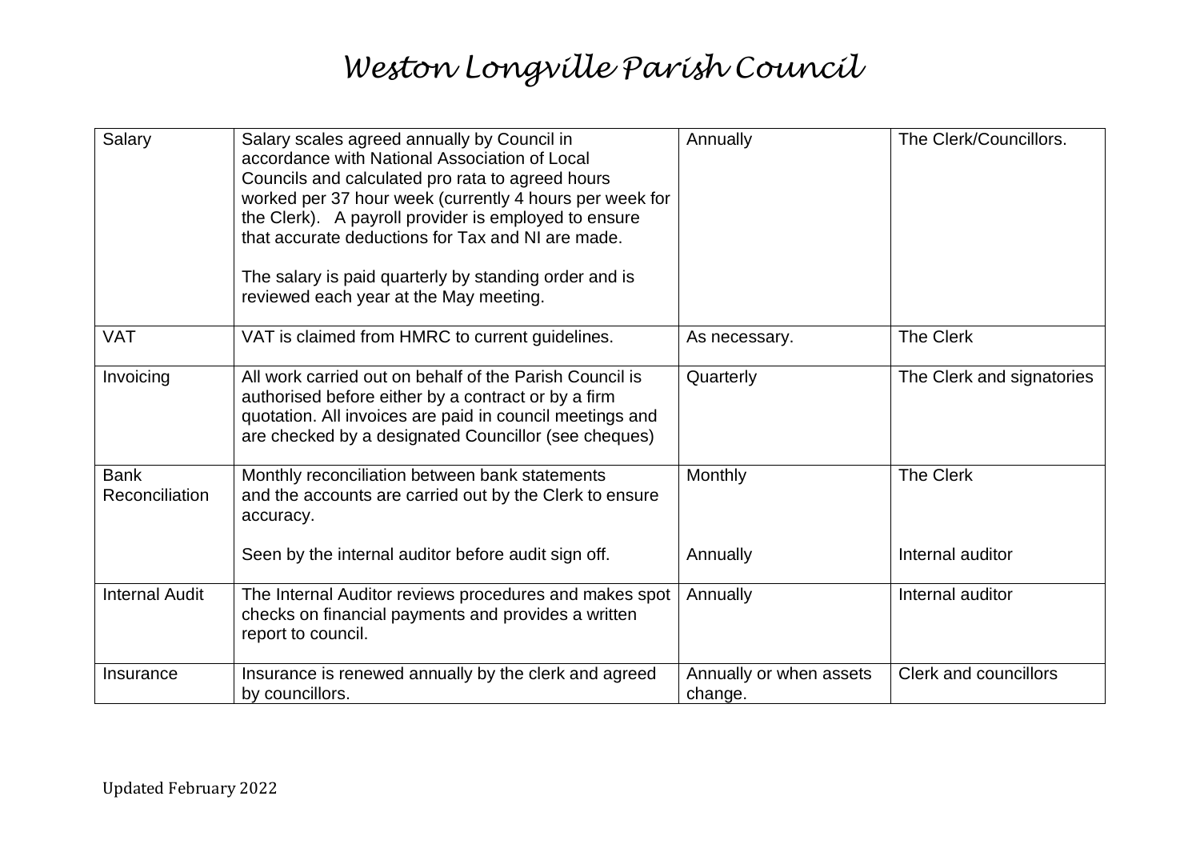# Weston Longville Parish Council

| | | | |
|---|---|---|---|
| Salary | Salary scales agreed annually by Council in accordance with National Association of Local Councils and calculated pro rata to agreed hours worked per 37 hour week (currently 4 hours per week for the Clerk). A payroll provider is employed to ensure that accurate deductions for Tax and NI are made.<br><br>The salary is paid quarterly by standing order and is reviewed each year at the May meeting. | Annually | The Clerk/Councillors. |
| VAT | VAT is claimed from HMRC to current guidelines. | As necessary. | The Clerk |
| Invoicing | All work carried out on behalf of the Parish Council is authorised before either by a contract or by a firm quotation. All invoices are paid in council meetings and are checked by a designated Councillor (see cheques) | Quarterly | The Clerk and signatories |
| Bank Reconciliation | Monthly reconciliation between bank statements and the accounts are carried out by the Clerk to ensure accuracy.<br><br>Seen by the internal auditor before audit sign off. | Monthly<br><br>Annually | The Clerk<br><br>Internal auditor |
| Internal Audit | The Internal Auditor reviews procedures and makes spot checks on financial payments and provides a written report to council. | Annually | Internal auditor |
| Insurance | Insurance is renewed annually by the clerk and agreed by councillors. | Annually or when assets change. | Clerk and councillors |

Updated February 2022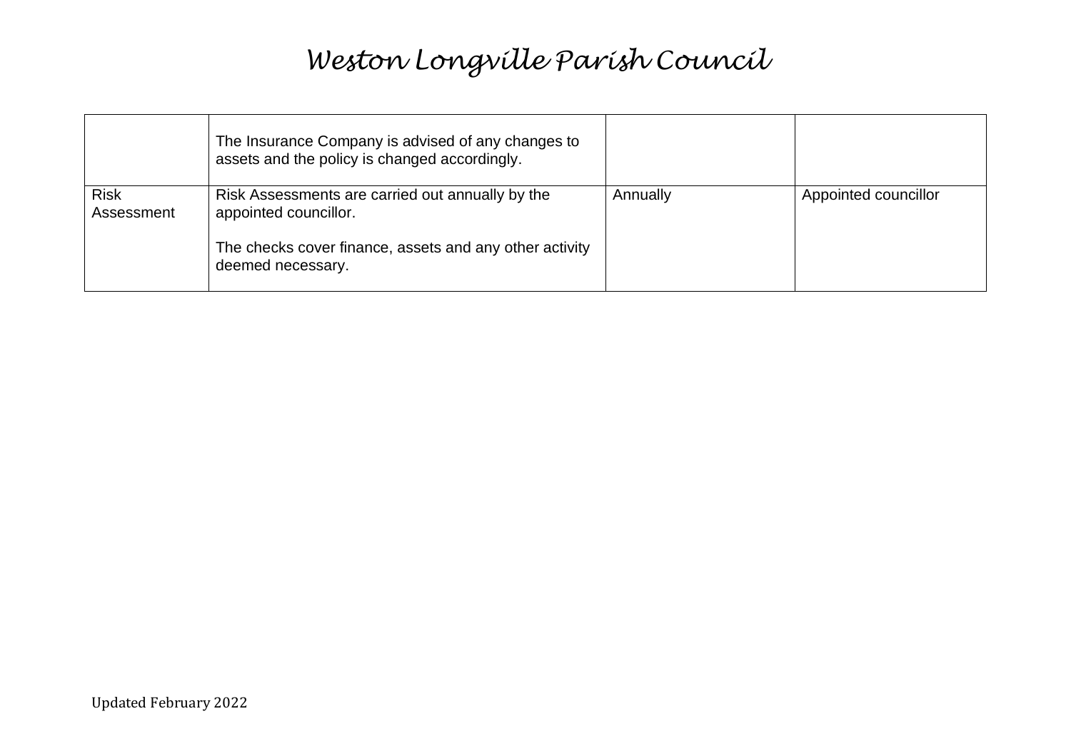| | | | |
|---|---|---|---|
| | The Insurance Company is advised of any changes to assets and the policy is changed accordingly. | | |
| Risk Assessment | Risk Assessments are carried out annually by the appointed councillor.<br><br>The checks cover finance, assets and any other activity deemed necessary. | Annually | Appointed councillor |